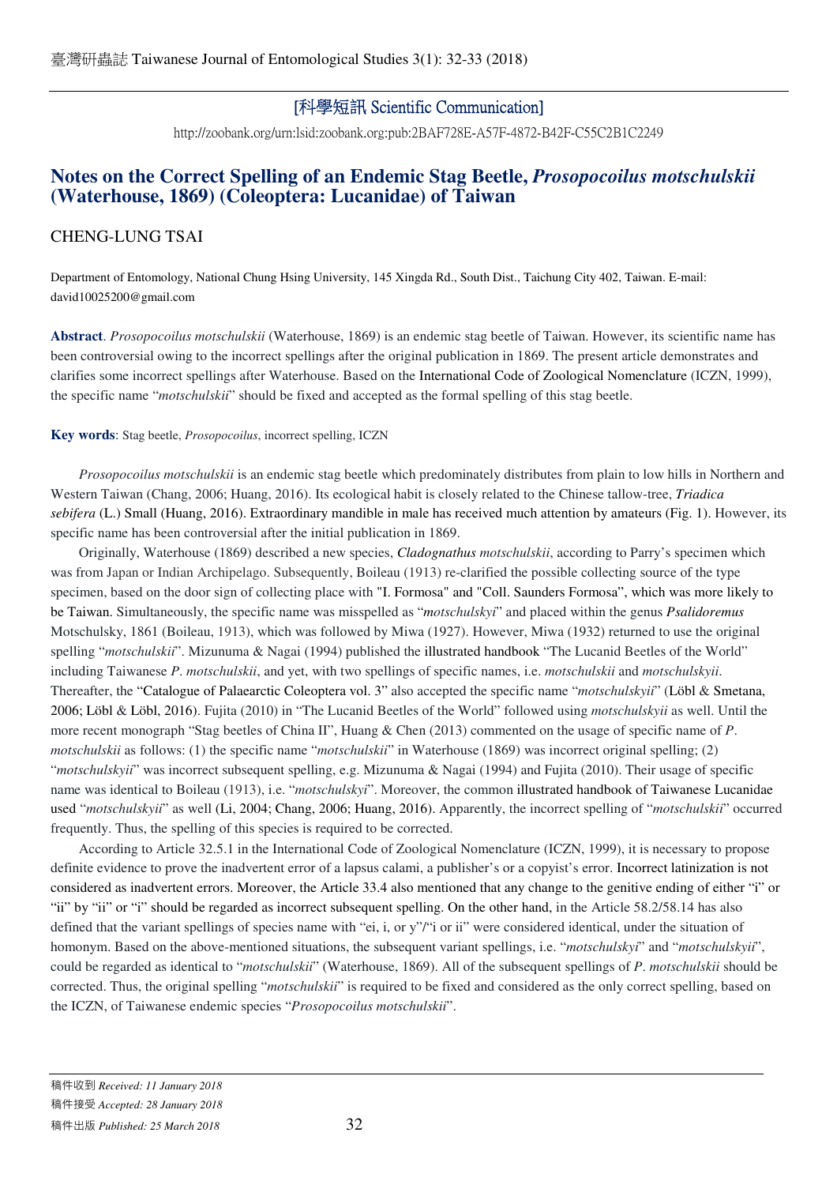[科學短訊 Scientific Communication]

http://zoobank.org/urn:lsid:zoobank.org:pub:2BAF728E-A57F-4872-B42F-C55C2B1C2249

# Notes on the Correct Spelling of an Endemic Stag Beetle, *Prosopocoilus motschulskii* (Waterhouse, 1869) (Coleoptera: Lucanidae) of Taiwan

CHENG-LUNG TSAI

Department of Entomology, National Chung Hsing University, 145 Xingda Rd., South Dist., Taichung City 402, Taiwan. E-mail: david10025200@gmail.com

**Abstract**. *Prosopocoilus motschulskii* (Waterhouse, 1869) is an endemic stag beetle of Taiwan. However, its scientific name has been controversial owing to the incorrect spellings after the original publication in 1869. The present article demonstrates and clarifies some incorrect spellings after Waterhouse. Based on the International Code of Zoological Nomenclature (ICZN, 1999), the specific name "*motschulskii*" should be fixed and accepted as the formal spelling of this stag beetle.

**Key words**: Stag beetle, *Prosopocoilus*, incorrect spelling, ICZN

*Prosopocoilus motschulskii* is an endemic stag beetle which predominately distributes from plain to low hills in Northern and Western Taiwan (Chang, 2006; Huang, 2016). Its ecological habit is closely related to the Chinese tallow-tree, *Triadica sebifera* (L.) Small (Huang, 2016). Extraordinary mandible in male has received much attention by amateurs (Fig. 1). However, its specific name has been controversial after the initial publication in 1869.

Originally, Waterhouse (1869) described a new species, *Cladognathus motschulskii*, according to Parry's specimen which was from Japan or Indian Archipelago. Subsequently, Boileau (1913) re-clarified the possible collecting source of the type specimen, based on the door sign of collecting place with "I. Formosa" and "Coll. Saunders Formosa", which was more likely to be Taiwan. Simultaneously, the specific name was misspelled as "*motschulskyi*" and placed within the genus *Psalidoremus* Motschulsky, 1861 (Boileau, 1913), which was followed by Miwa (1927). However, Miwa (1932) returned to use the original spelling "*motschulskii*". Mizunuma & Nagai (1994) published the illustrated handbook "The Lucanid Beetles of the World" including Taiwanese *P*. *motschulskii*, and yet, with two spellings of specific names, i.e. *motschulskii* and *motschulskyii*. Thereafter, the "Catalogue of Palaearctic Coleoptera vol. 3" also accepted the specific name "*motschulskyii*" (Löbl & Smetana, 2006; Löbl & Löbl, 2016). Fujita (2010) in "The Lucanid Beetles of the World" followed using *motschulskyii* as well. Until the more recent monograph "Stag beetles of China II", Huang & Chen (2013) commented on the usage of specific name of *P*. *motschulskii* as follows: (1) the specific name "*motschulskii*" in Waterhouse (1869) was incorrect original spelling; (2) "*motschulskyii*" was incorrect subsequent spelling, e.g. Mizunuma & Nagai (1994) and Fujita (2010). Their usage of specific name was identical to Boileau (1913), i.e. "*motschulskyi*". Moreover, the common illustrated handbook of Taiwanese Lucanidae used "*motschulskyii*" as well (Li, 2004; Chang, 2006; Huang, 2016). Apparently, the incorrect spelling of "*motschulskii*" occurred frequently. Thus, the spelling of this species is required to be corrected.

According to Article 32.5.1 in the International Code of Zoological Nomenclature (ICZN, 1999), it is necessary to propose definite evidence to prove the inadvertent error of a lapsus calami, a publisher's or a copyist's error. Incorrect latinization is not considered as inadvertent errors. Moreover, the Article 33.4 also mentioned that any change to the genitive ending of either "i" or "ii" by "ii" or "i" should be regarded as incorrect subsequent spelling. On the other hand, in the Article 58.2/58.14 has also defined that the variant spellings of species name with "ei, i, or y"/"i or ii" were considered identical, under the situation of homonym. Based on the above-mentioned situations, the subsequent variant spellings, i.e. "*motschulskyi*" and "*motschulskyii*", could be regarded as identical to "*motschulskii*" (Waterhouse, 1869). All of the subsequent spellings of *P*. *motschulskii* should be corrected. Thus, the original spelling "*motschulskii*" is required to be fixed and considered as the only correct spelling, based on the ICZN, of Taiwanese endemic species "*Prosopocoilus motschulskii*".

稿件收到 *Received: 11 January 2018*
稿件接受 *Accepted: 28 January 2018*
稿件出版 *Published: 25 March 2018*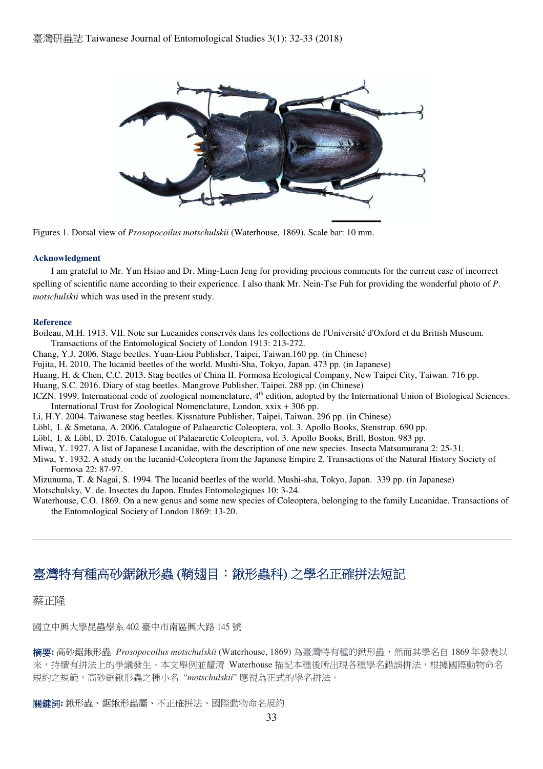Figures 1. Dorsal view of *Prosopocoilus motschulskii* (Waterhouse, 1869). Scale bar: 10 mm.

#### Acknowledgment

I am grateful to Mr. Yun Hsiao and Dr. Ming-Luen Jeng for providing precious comments for the current case of incorrect spelling of scientific name according to their experience. I also thank Mr. Nein-Tse Fuh for providing the wonderful photo of *P. motschulskii* which was used in the present study.

#### Reference

Boileau, M.H. 1913. VII. Note sur Lucanides conservés dans les collections de l'Université d'Oxford et du British Museum. Transactions of the Entomological Society of London 1913: 213-272.

Chang, Y.J. 2006. Stage beetles. Yuan-Liou Publisher, Taipei, Taiwan.160 pp. (in Chinese)

Fujita, H. 2010. The lucanid beetles of the world. Mushi-Sha, Tokyo, Japan. 473 pp. (in Japanese)

Huang, H. & Chen, C.C. 2013. Stag beetles of China II. Formosa Ecological Company, New Taipei City, Taiwan. 716 pp.

Huang, S.C. 2016. Diary of stag beetles. Mangrove Publisher, Taipei. 288 pp. (in Chinese)

ICZN. 1999. International code of zoological nomenclature, 4th edition, adopted by the International Union of Biological Sciences. International Trust for Zoological Nomenclature, London, xxix + 306 pp.

Li, H.Y. 2004. Taiwanese stag beetles. Kissnature Publisher, Taipei, Taiwan. 296 pp. (in Chinese)

Löbl, I. & Smetana, A. 2006. Catalogue of Palaearctic Coleoptera, vol. 3. Apollo Books, Stenstrup. 690 pp.

Löbl, I. & Löbl, D. 2016. Catalogue of Palaearctic Coleoptera, vol. 3. Apollo Books, Brill, Boston. 983 pp.

Miwa, Y. 1927. A list of Japanese Lucanidae, with the description of one new species. Insecta Matsumurana 2: 25-31.

Miwa, Y. 1932. A study on the lucanid-Coleoptera from the Japanese Empire 2. Transactions of the Natural History Society of Formosa 22: 87-97.

Mizunuma, T. & Nagai, S. 1994. The lucanid beetles of the world. Mushi-sha, Tokyo, Japan. 339 pp. (in Japanese)

Motschulsky, V. de. Insectes du Japon. Etudes Entomologiques 10: 3-24.

Waterhouse, C.O. 1869. On a new genus and some new species of Coleoptera, belonging to the family Lucanidae. Transactions of the Entomological Society of London 1869: 13-20.

---

## 臺灣特有種高砂鋸鍬形蟲 (鞘翅目：鍬形蟲科) 之學名正確拼法短記

蔡正隆

國立中興大學昆蟲學系 402 臺中市南區興大路 145 號

**摘要:** 高砂鋸鍬形蟲 *Prosopocoilus motschulskii* (Waterhouse, 1869) 為臺灣特有種的鍬形蟲，然而其學名自 1869 年發表以來，持續有拼法上的爭議發生。本文舉例並釐清 Waterhouse 描記本種後所出現各種學名錯誤拼法，根據國際動物命名規約之規範，高砂鋸鍬形蟲之種小名 "*motschulskii*" 應視為正式的學名拼法。

**關鍵詞:** 鍬形蟲、鋸鍬形蟲屬、不正確拼法、國際動物命名規約